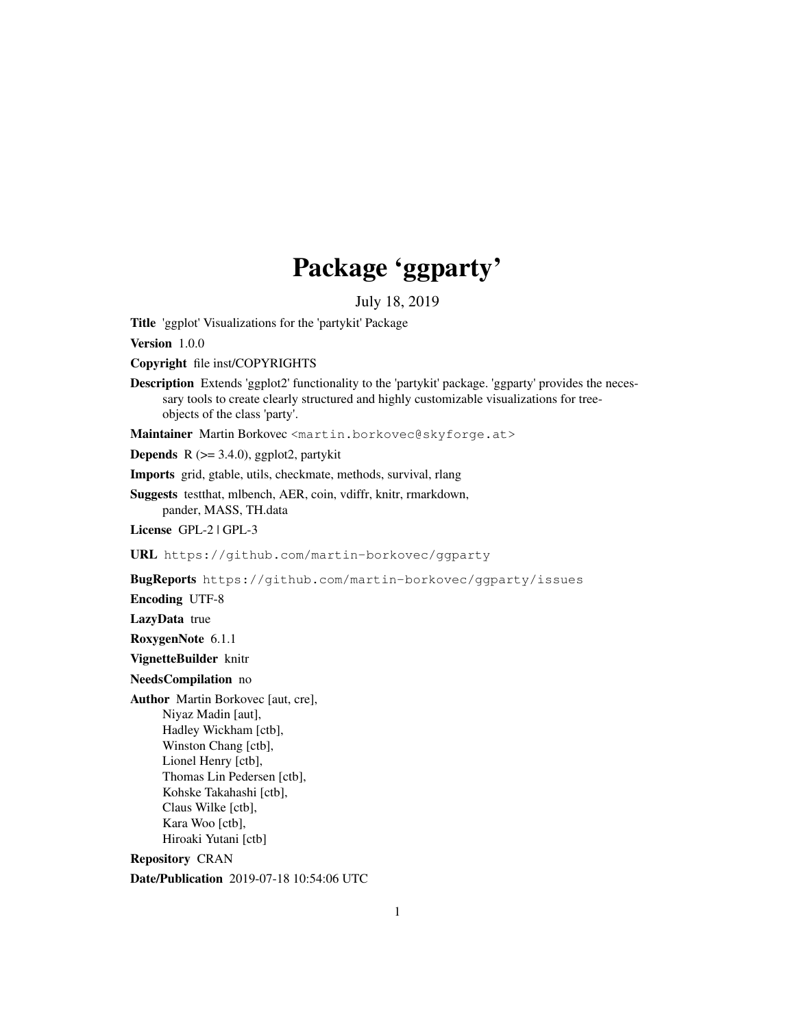# Package 'ggparty'

July 18, 2019

**Title** 'ggplot' Visualizations for the 'partykit' Package

**Version** 1.0.0

**Copyright** file inst/COPYRIGHTS

**Description** Extends 'ggplot2' functionality to the 'partykit' package. 'ggparty' provides the necessary tools to create clearly structured and highly customizable visualizations for tree-objects of the class 'party'.

**Maintainer** Martin Borkovec <martin.borkovec@skyforge.at>

**Depends** R (>= 3.4.0), ggplot2, partykit

**Imports** grid, gtable, utils, checkmate, methods, survival, rlang

**Suggests** testthat, mlbench, AER, coin, vdiffr, knitr, rmarkdown, pander, MASS, TH.data

**License** GPL-2 | GPL-3

**URL** https://github.com/martin-borkovec/ggparty

**BugReports** https://github.com/martin-borkovec/ggparty/issues

**Encoding** UTF-8

**LazyData** true

**RoxygenNote** 6.1.1

**VignetteBuilder** knitr

**NeedsCompilation** no

**Author** Martin Borkovec [aut, cre],
Niyaz Madin [aut],
Hadley Wickham [ctb],
Winston Chang [ctb],
Lionel Henry [ctb],
Thomas Lin Pedersen [ctb],
Kohske Takahashi [ctb],
Claus Wilke [ctb],
Kara Woo [ctb],
Hiroaki Yutani [ctb]

**Repository** CRAN

**Date/Publication** 2019-07-18 10:54:06 UTC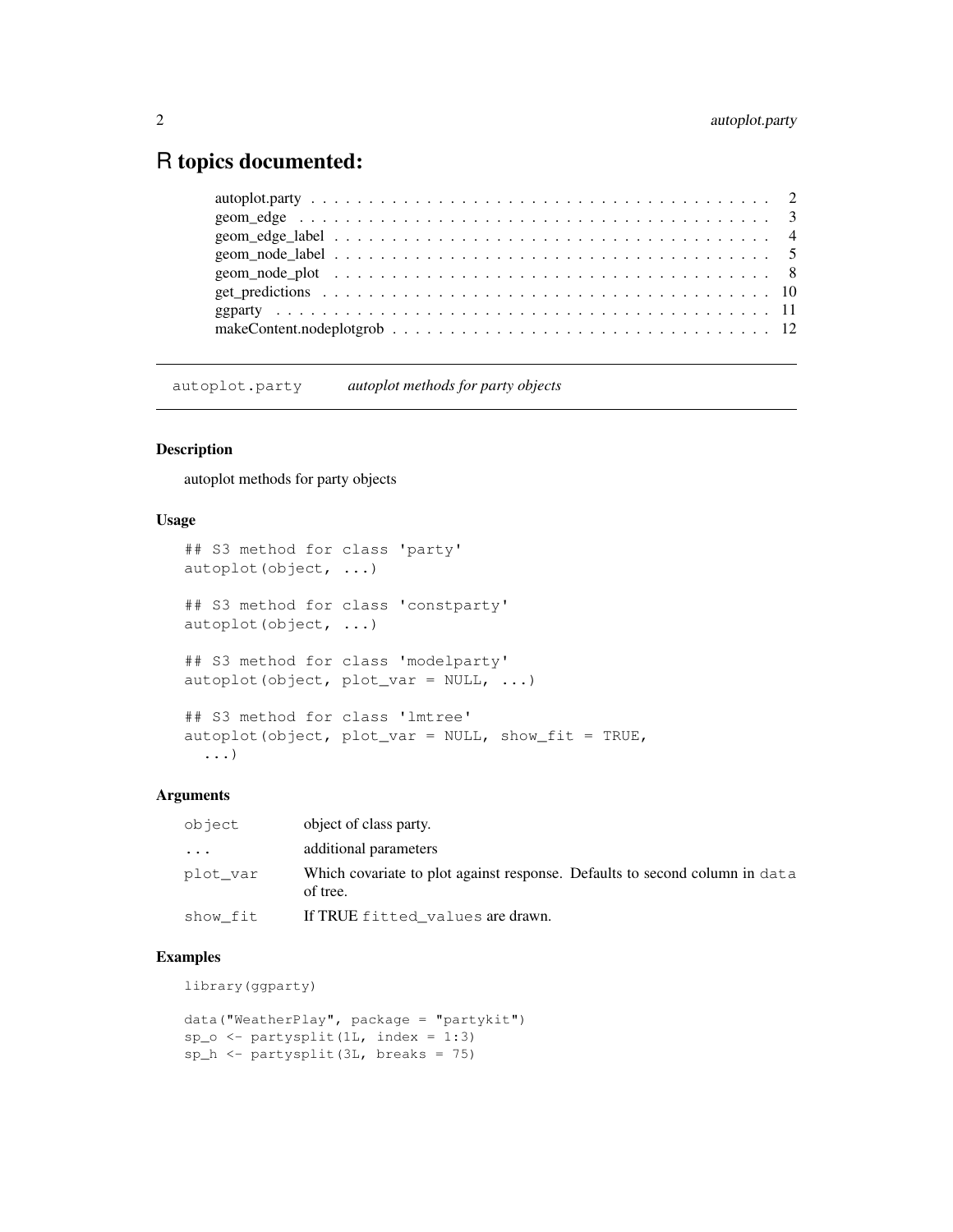# R topics documented:

- autoplot.party . . . . . . . . . . . . . . . . . . . . . . . . . . . . . . . . . . . . . . . 2
- geom_edge . . . . . . . . . . . . . . . . . . . . . . . . . . . . . . . . . . . . . . . . . 3
- geom_edge_label . . . . . . . . . . . . . . . . . . . . . . . . . . . . . . . . . . . . . . 4
- geom_node_label . . . . . . . . . . . . . . . . . . . . . . . . . . . . . . . . . . . . . . 5
- geom_node_plot . . . . . . . . . . . . . . . . . . . . . . . . . . . . . . . . . . . . . . 8
- get_predictions . . . . . . . . . . . . . . . . . . . . . . . . . . . . . . . . . . . . . . 10
- ggparty . . . . . . . . . . . . . . . . . . . . . . . . . . . . . . . . . . . . . . . . . . 11
- makeContent.nodeplotgrob . . . . . . . . . . . . . . . . . . . . . . . . . . . . . . . . 12

---

## autoplot.party — *autoplot methods for party objects*

### Description

autoplot methods for party objects

### Usage

```
## S3 method for class 'party'
autoplot(object, ...)

## S3 method for class 'constparty'
autoplot(object, ...)

## S3 method for class 'modelparty'
autoplot(object, plot_var = NULL, ...)

## S3 method for class 'lmtree'
autoplot(object, plot_var = NULL, show_fit = TRUE,
  ...)
```

### Arguments

| | |
|---|---|
| `object` | object of class party. |
| `...` | additional parameters |
| `plot_var` | Which covariate to plot against response. Defaults to second column in `data` of tree. |
| `show_fit` | If TRUE `fitted_values` are drawn. |

### Examples

```
library(ggparty)

data("WeatherPlay", package = "partykit")
sp_o <- partysplit(1L, index = 1:3)
sp_h <- partysplit(3L, breaks = 75)
```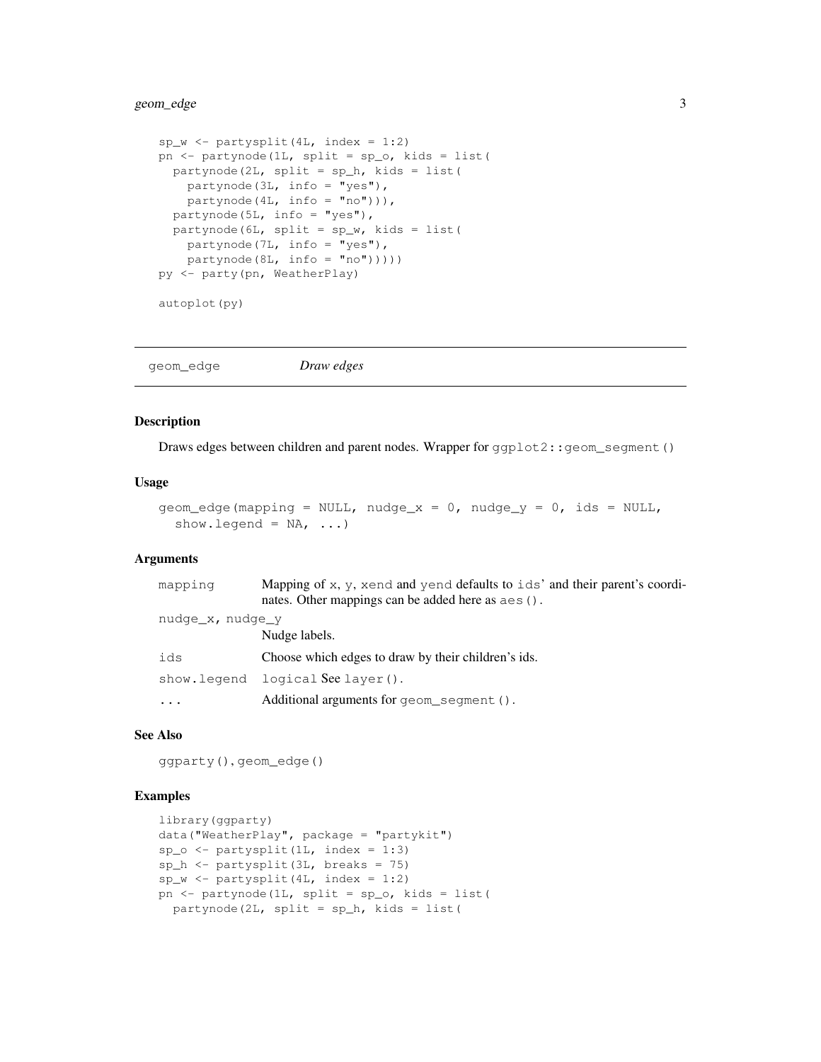```
sp_w <- partysplit(4L, index = 1:2)
pn <- partynode(1L, split = sp_o, kids = list(
  partynode(2L, split = sp_h, kids = list(
    partynode(3L, info = "yes"),
    partynode(4L, info = "no"))),
  partynode(5L, info = "yes"),
  partynode(6L, split = sp_w, kids = list(
    partynode(7L, info = "yes"),
    partynode(8L, info = "no")))))
py <- party(pn, WeatherPlay)

autoplot(py)
```

## geom_edge *Draw edges*

### Description

Draws edges between children and parent nodes. Wrapper for `ggplot2::geom_segment()`

### Usage

```
geom_edge(mapping = NULL, nudge_x = 0, nudge_y = 0, ids = NULL,
  show.legend = NA, ...)
```

### Arguments

| | |
|---|---|
| `mapping` | Mapping of `x`, `y`, `xend` and `yend` defaults to `ids`' and their parent's coordinates. Other mappings can be added here as `aes()`. |
| `nudge_x, nudge_y` | Nudge labels. |
| `ids` | Choose which edges to draw by their children's ids. |
| `show.legend` | `logical` See `layer()`. |
| `...` | Additional arguments for `geom_segment()`. |

### See Also

`ggparty()`, `geom_edge()`

### Examples

```
library(ggparty)
data("WeatherPlay", package = "partykit")
sp_o <- partysplit(1L, index = 1:3)
sp_h <- partysplit(3L, breaks = 75)
sp_w <- partysplit(4L, index = 1:2)
pn <- partynode(1L, split = sp_o, kids = list(
  partynode(2L, split = sp_h, kids = list(
```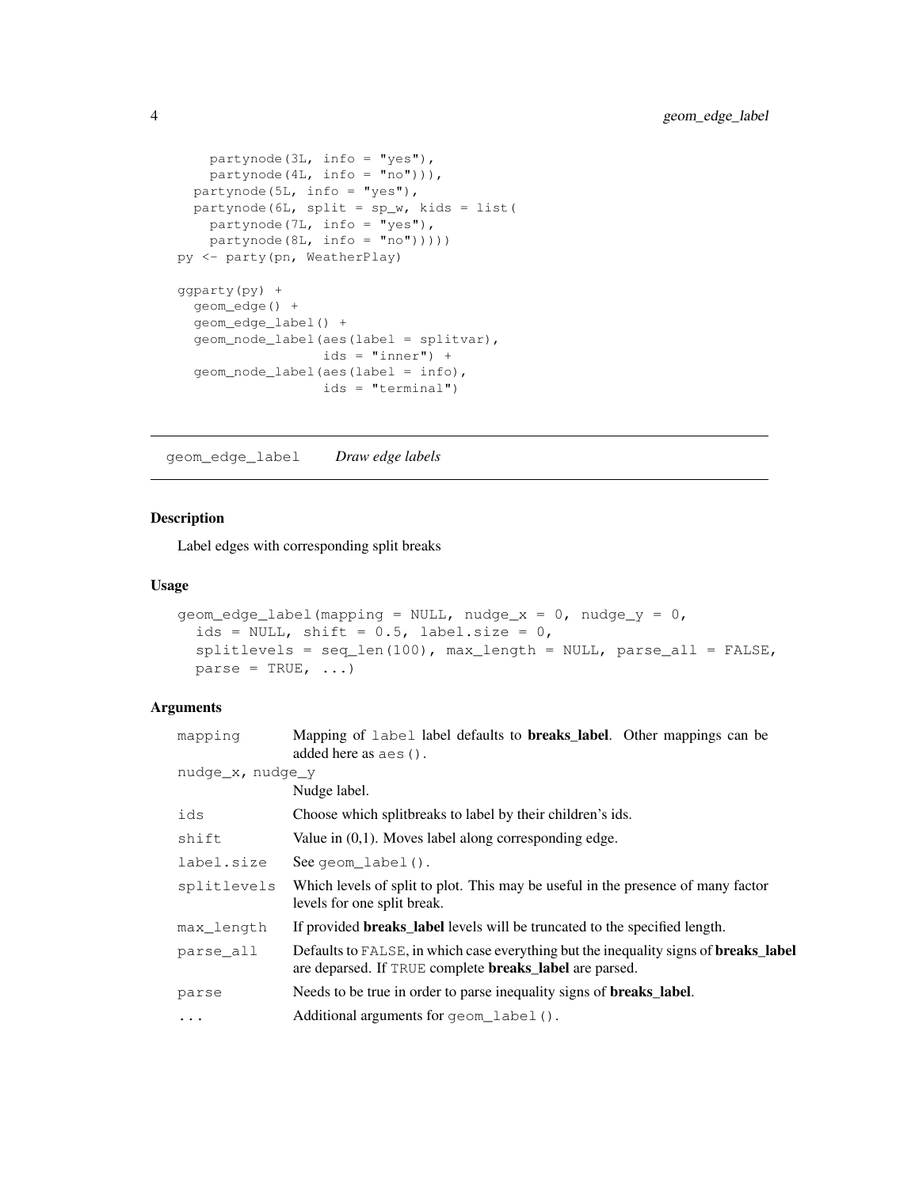```
    partynode(3L, info = "yes"),
    partynode(4L, info = "no"))),
  partynode(5L, info = "yes"),
  partynode(6L, split = sp_w, kids = list(
    partynode(7L, info = "yes"),
    partynode(8L, info = "no")))))
py <- party(pn, WeatherPlay)

ggparty(py) +
  geom_edge() +
  geom_edge_label() +
  geom_node_label(aes(label = splitvar),
                  ids = "inner") +
  geom_node_label(aes(label = info),
                  ids = "terminal")
```

---

## geom_edge_label *Draw edge labels*

### Description

Label edges with corresponding split breaks

### Usage

```
geom_edge_label(mapping = NULL, nudge_x = 0, nudge_y = 0,
  ids = NULL, shift = 0.5, label.size = 0,
  splitlevels = seq_len(100), max_length = NULL, parse_all = FALSE,
  parse = TRUE, ...)
```

### Arguments

| | |
|---|---|
| `mapping` | Mapping of `label` label defaults to **breaks_label**. Other mappings can be added here as `aes()`. |
| `nudge_x, nudge_y` | Nudge label. |
| `ids` | Choose which splitbreaks to label by their children's ids. |
| `shift` | Value in (0,1). Moves label along corresponding edge. |
| `label.size` | See `geom_label()`. |
| `splitlevels` | Which levels of split to plot. This may be useful in the presence of many factor levels for one split break. |
| `max_length` | If provided **breaks_label** levels will be truncated to the specified length. |
| `parse_all` | Defaults to `FALSE`, in which case everything but the inequality signs of **breaks_label** are deparsed. If `TRUE` complete **breaks_label** are parsed. |
| `parse` | Needs to be true in order to parse inequality signs of **breaks_label**. |
| `...` | Additional arguments for `geom_label()`. |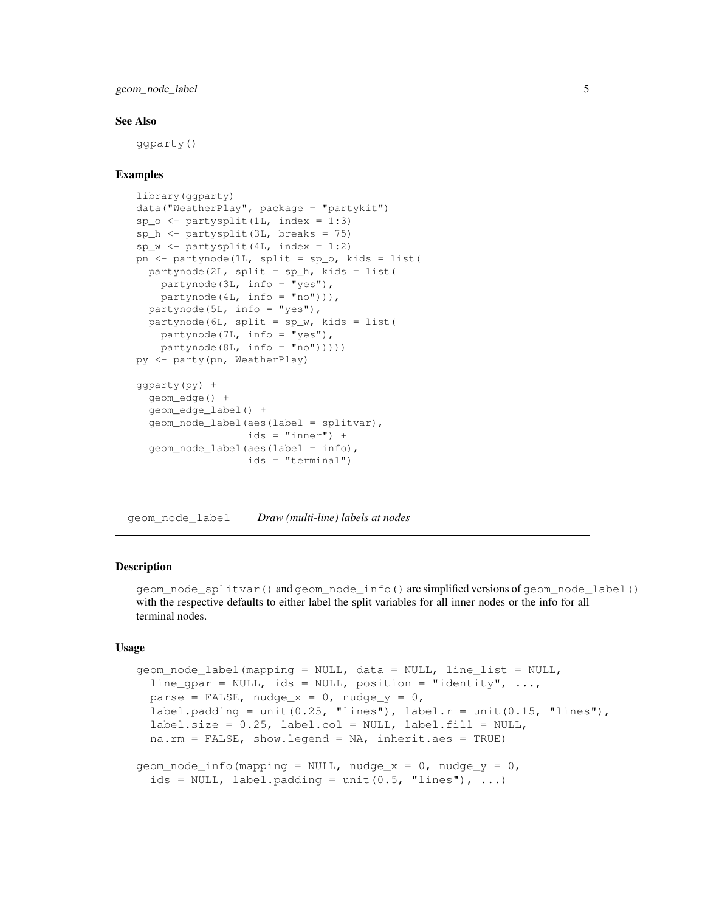### See Also

`ggparty()`

### Examples

```
library(ggparty)
data("WeatherPlay", package = "partykit")
sp_o <- partysplit(1L, index = 1:3)
sp_h <- partysplit(3L, breaks = 75)
sp_w <- partysplit(4L, index = 1:2)
pn <- partynode(1L, split = sp_o, kids = list(
  partynode(2L, split = sp_h, kids = list(
    partynode(3L, info = "yes"),
    partynode(4L, info = "no"))),
  partynode(5L, info = "yes"),
  partynode(6L, split = sp_w, kids = list(
    partynode(7L, info = "yes"),
    partynode(8L, info = "no")))))
py <- party(pn, WeatherPlay)

ggparty(py) +
  geom_edge() +
  geom_edge_label() +
  geom_node_label(aes(label = splitvar),
                  ids = "inner") +
  geom_node_label(aes(label = info),
                  ids = "terminal")
```

---

## geom_node_label — *Draw (multi-line) labels at nodes*

---

### Description

`geom_node_splitvar()` and `geom_node_info()` are simplified versions of `geom_node_label()` with the respective defaults to either label the split variables for all inner nodes or the info for all terminal nodes.

### Usage

```
geom_node_label(mapping = NULL, data = NULL, line_list = NULL,
  line_gpar = NULL, ids = NULL, position = "identity", ...,
  parse = FALSE, nudge_x = 0, nudge_y = 0,
  label.padding = unit(0.25, "lines"), label.r = unit(0.15, "lines"),
  label.size = 0.25, label.col = NULL, label.fill = NULL,
  na.rm = FALSE, show.legend = NA, inherit.aes = TRUE)

geom_node_info(mapping = NULL, nudge_x = 0, nudge_y = 0,
  ids = NULL, label.padding = unit(0.5, "lines"), ...)
```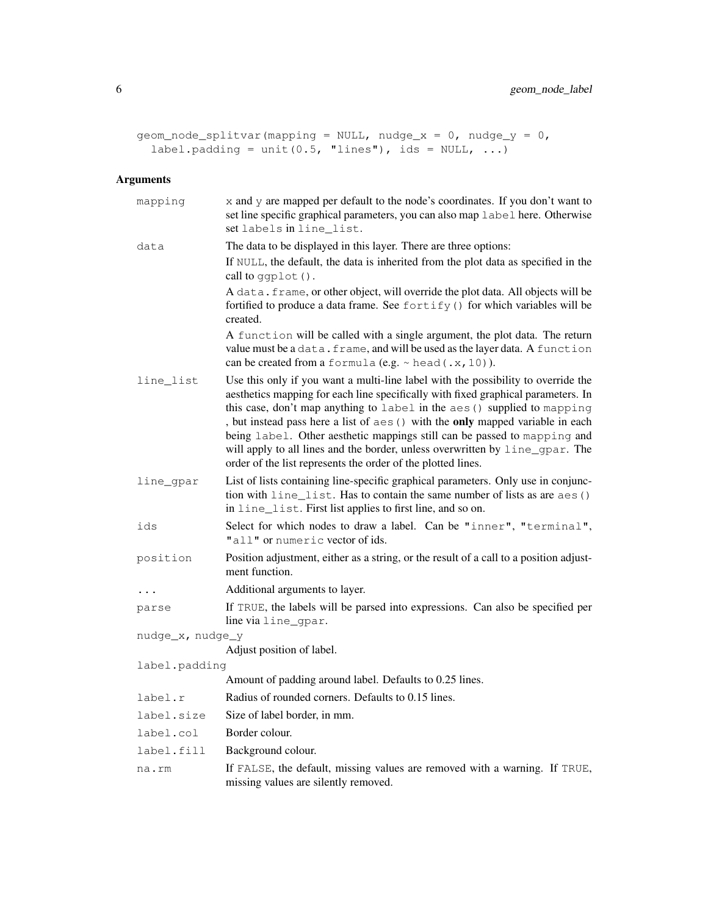```
geom_node_splitvar(mapping = NULL, nudge_x = 0, nudge_y = 0,
  label.padding = unit(0.5, "lines"), ids = NULL, ...)
```

### Arguments

| | |
|---|---|
| `mapping` | `x` and `y` are mapped per default to the node's coordinates. If you don't want to set line specific graphical parameters, you can also map `label` here. Otherwise set `labels` in `line_list`. |
| `data` | The data to be displayed in this layer. There are three options: If `NULL`, the default, the data is inherited from the plot data as specified in the call to `ggplot()`. A `data.frame`, or other object, will override the plot data. All objects will be fortified to produce a data frame. See `fortify()` for which variables will be created. A `function` will be called with a single argument, the plot data. The return value must be a `data.frame`, and will be used as the layer data. A `function` can be created from a `formula` (e.g. `~ head(.x, 10)`). |
| `line_list` | Use this only if you want a multi-line label with the possibility to override the aesthetics mapping for each line specifically with fixed graphical parameters. In this case, don't map anything to `label` in the `aes()` supplied to `mapping`, but instead pass here a list of `aes()` with the **only** mapped variable in each being `label`. Other aesthetic mappings still can be passed to `mapping` and will apply to all lines and the border, unless overwritten by `line_gpar`. The order of the list represents the order of the plotted lines. |
| `line_gpar` | List of lists containing line-specific graphical parameters. Only use in conjunction with `line_list`. Has to contain the same number of lists as are `aes()` in `line_list`. First list applies to first line, and so on. |
| `ids` | Select for which nodes to draw a label. Can be `"inner"`, `"terminal"`, `"all"` or `numeric` vector of ids. |
| `position` | Position adjustment, either as a string, or the result of a call to a position adjustment function. |
| `...` | Additional arguments to layer. |
| `parse` | If `TRUE`, the labels will be parsed into expressions. Can also be specified per line via `line_gpar`. |
| `nudge_x, nudge_y` | Adjust position of label. |
| `label.padding` | Amount of padding around label. Defaults to 0.25 lines. |
| `label.r` | Radius of rounded corners. Defaults to 0.15 lines. |
| `label.size` | Size of label border, in mm. |
| `label.col` | Border colour. |
| `label.fill` | Background colour. |
| `na.rm` | If `FALSE`, the default, missing values are removed with a warning. If `TRUE`, missing values are silently removed. |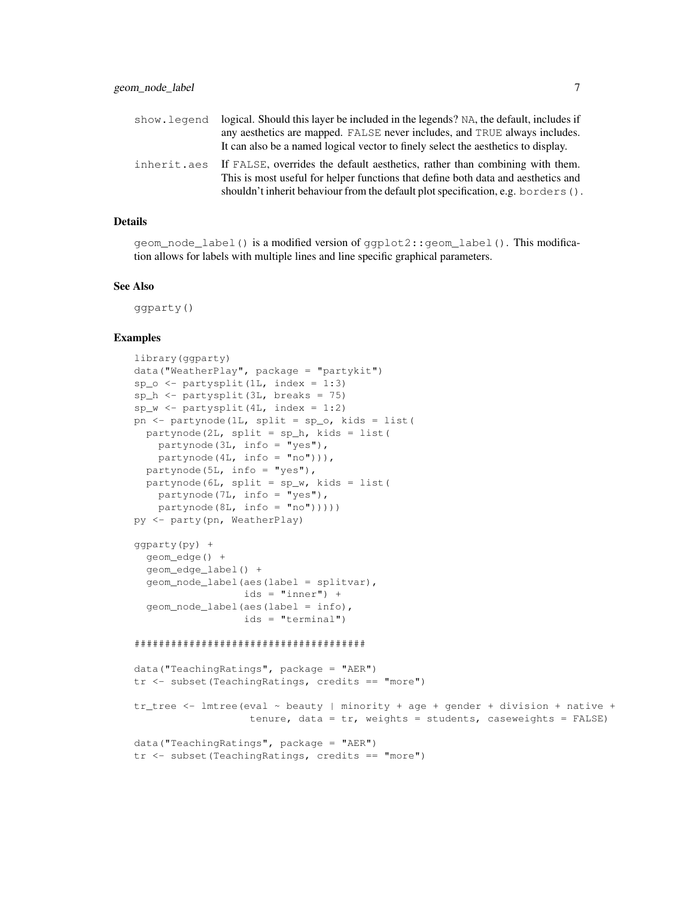| | |
|---|---|
| show.legend | logical. Should this layer be included in the legends? NA, the default, includes if any aesthetics are mapped. FALSE never includes, and TRUE always includes. It can also be a named logical vector to finely select the aesthetics to display. |
| inherit.aes | If FALSE, overrides the default aesthetics, rather than combining with them. This is most useful for helper functions that define both data and aesthetics and shouldn't inherit behaviour from the default plot specification, e.g. borders(). |

### Details

geom_node_label() is a modified version of ggplot2::geom_label(). This modification allows for labels with multiple lines and line specific graphical parameters.

### See Also

ggparty()

### Examples

```
library(ggparty)
data("WeatherPlay", package = "partykit")
sp_o <- partysplit(1L, index = 1:3)
sp_h <- partysplit(3L, breaks = 75)
sp_w <- partysplit(4L, index = 1:2)
pn <- partynode(1L, split = sp_o, kids = list(
  partynode(2L, split = sp_h, kids = list(
    partynode(3L, info = "yes"),
    partynode(4L, info = "no"))),
  partynode(5L, info = "yes"),
  partynode(6L, split = sp_w, kids = list(
    partynode(7L, info = "yes"),
    partynode(8L, info = "no")))))
py <- party(pn, WeatherPlay)

ggparty(py) +
  geom_edge() +
  geom_edge_label() +
  geom_node_label(aes(label = splitvar),
                  ids = "inner") +
  geom_node_label(aes(label = info),
                  ids = "terminal")

######################################

data("TeachingRatings", package = "AER")
tr <- subset(TeachingRatings, credits == "more")

tr_tree <- lmtree(eval ~ beauty | minority + age + gender + division + native +
                   tenure, data = tr, weights = students, caseweights = FALSE)

data("TeachingRatings", package = "AER")
tr <- subset(TeachingRatings, credits == "more")
```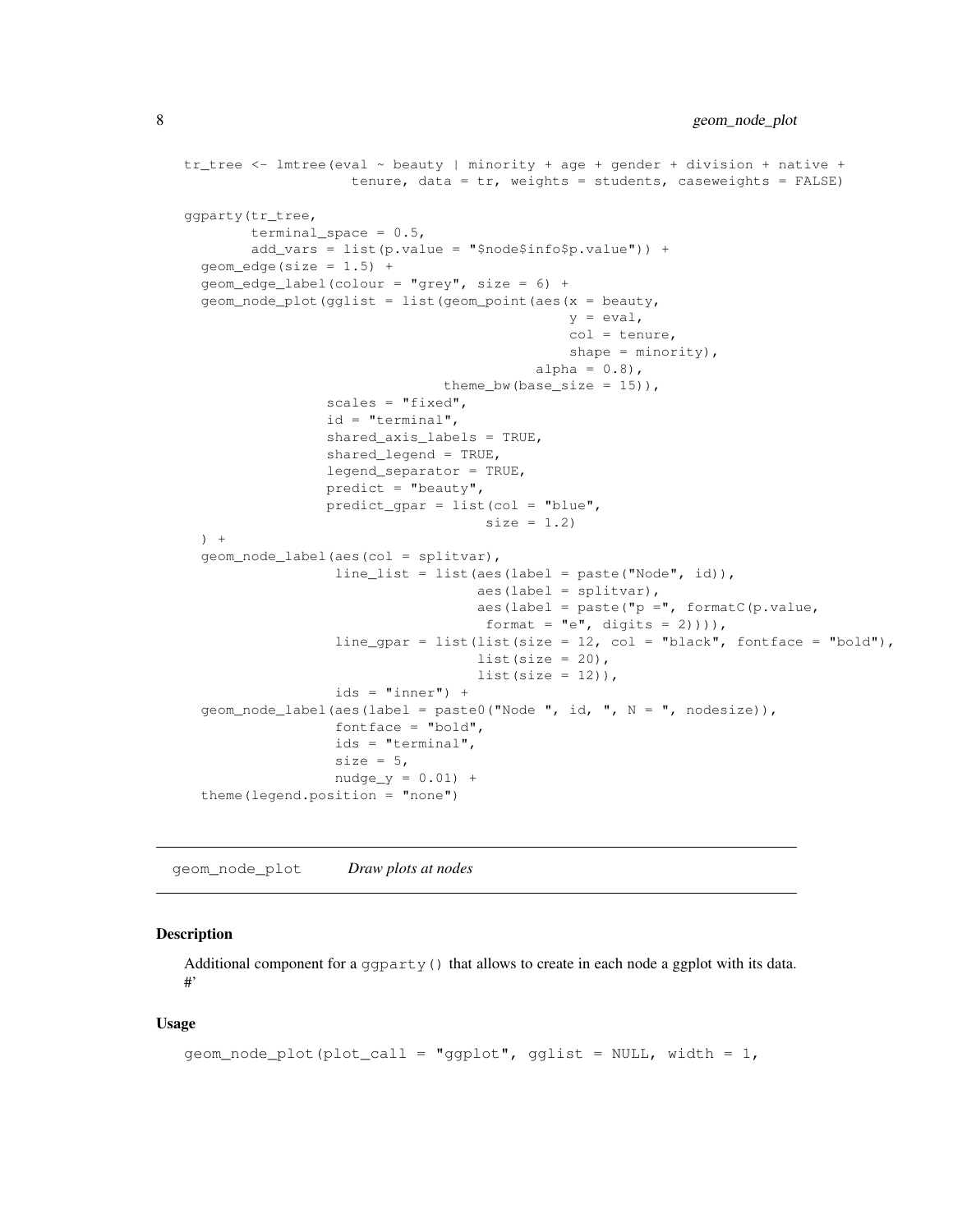```
tr_tree <- lmtree(eval ~ beauty | minority + age + gender + division + native +
                  tenure, data = tr, weights = students, caseweights = FALSE)

ggparty(tr_tree,
        terminal_space = 0.5,
        add_vars = list(p.value = "$node$info$p.value")) +
  geom_edge(size = 1.5) +
  geom_edge_label(colour = "grey", size = 6) +
  geom_node_plot(gglist = list(geom_point(aes(x = beauty,
                                              y = eval,
                                              col = tenure,
                                              shape = minority),
                                          alpha = 0.8),
                               theme_bw(base_size = 15)),
                 scales = "fixed",
                 id = "terminal",
                 shared_axis_labels = TRUE,
                 shared_legend = TRUE,
                 legend_separator = TRUE,
                 predict = "beauty",
                 predict_gpar = list(col = "blue",
                                     size = 1.2)
  ) +
  geom_node_label(aes(col = splitvar),
                  line_list = list(aes(label = paste("Node", id)),
                                   aes(label = splitvar),
                                   aes(label = paste("p =", formatC(p.value,
                                    format = "e", digits = 2)))),
                  line_gpar = list(list(size = 12, col = "black", fontface = "bold"),
                                   list(size = 20),
                                   list(size = 12)),
                  ids = "inner") +
  geom_node_label(aes(label = paste0("Node ", id, ", N = ", nodesize)),
                  fontface = "bold",
                  ids = "terminal",
                  size = 5,
                  nudge_y = 0.01) +
  theme(legend.position = "none")
```

---

## geom_node_plot *Draw plots at nodes*

### Description

Additional component for a `ggparty()` that allows to create in each node a ggplot with its data. #'

### Usage

```
geom_node_plot(plot_call = "ggplot", gglist = NULL, width = 1,
```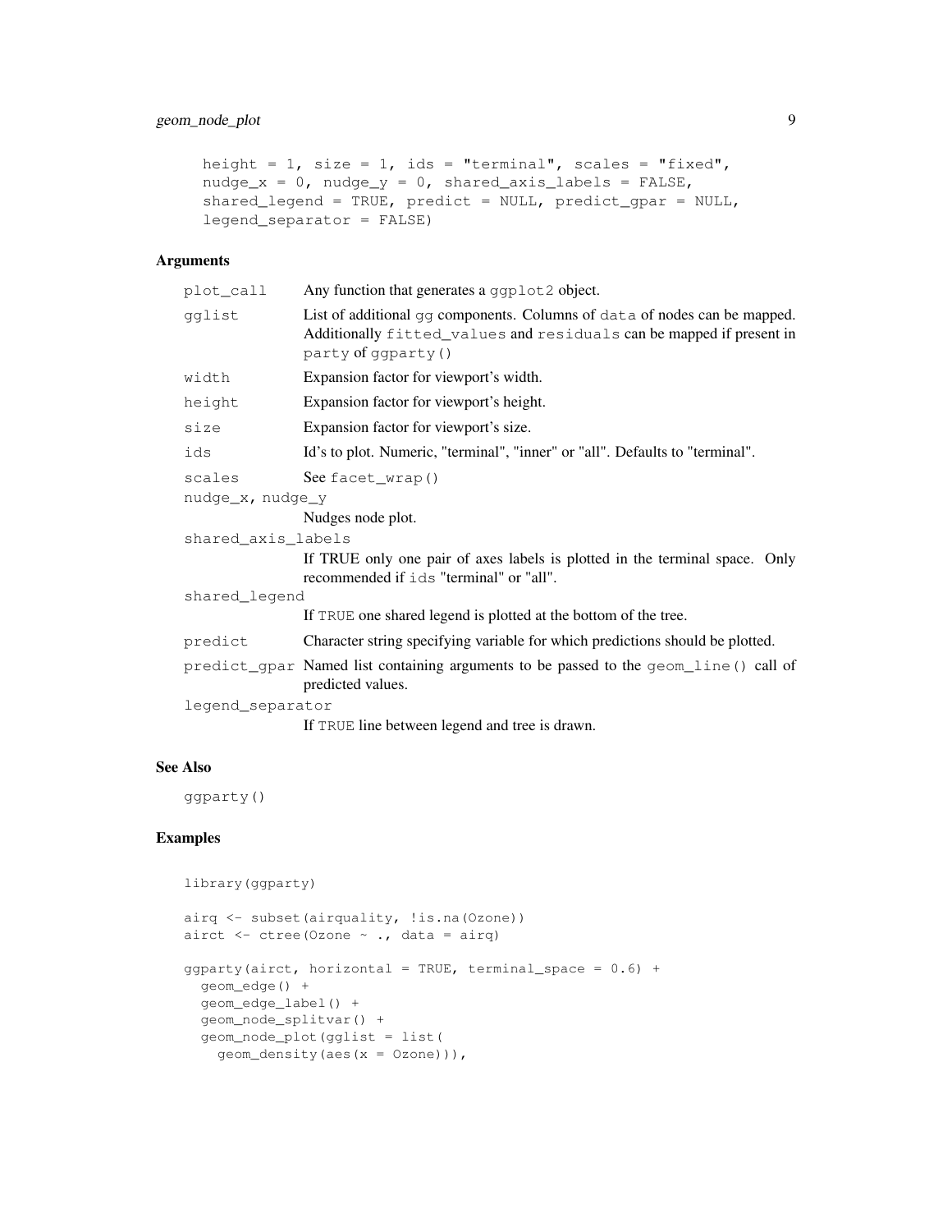```
height = 1, size = 1, ids = "terminal", scales = "fixed",
nudge_x = 0, nudge_y = 0, shared_axis_labels = FALSE,
shared_legend = TRUE, predict = NULL, predict_gpar = NULL,
legend_separator = FALSE)
```

### Arguments

| | |
|---|---|
| `plot_call` | Any function that generates a `ggplot2` object. |
| `gglist` | List of additional `gg` components. Columns of `data` of nodes can be mapped. Additionally `fitted_values` and `residuals` can be mapped if present in `party` of `ggparty()` |
| `width` | Expansion factor for viewport's width. |
| `height` | Expansion factor for viewport's height. |
| `size` | Expansion factor for viewport's size. |
| `ids` | Id's to plot. Numeric, "terminal", "inner" or "all". Defaults to "terminal". |
| `scales` | See `facet_wrap()` |
| `nudge_x, nudge_y` | Nudges node plot. |
| `shared_axis_labels` | If TRUE only one pair of axes labels is plotted in the terminal space. Only recommended if `ids` "terminal" or "all". |
| `shared_legend` | If `TRUE` one shared legend is plotted at the bottom of the tree. |
| `predict` | Character string specifying variable for which predictions should be plotted. |
| `predict_gpar` | Named list containing arguments to be passed to the `geom_line()` call of predicted values. |
| `legend_separator` | If `TRUE` line between legend and tree is drawn. |

### See Also

`ggparty()`

### Examples

```
library(ggparty)

airq <- subset(airquality, !is.na(Ozone))
airct <- ctree(Ozone ~ ., data = airq)

ggparty(airct, horizontal = TRUE, terminal_space = 0.6) +
  geom_edge() +
  geom_edge_label() +
  geom_node_splitvar() +
  geom_node_plot(gglist = list(
    geom_density(aes(x = Ozone))),
```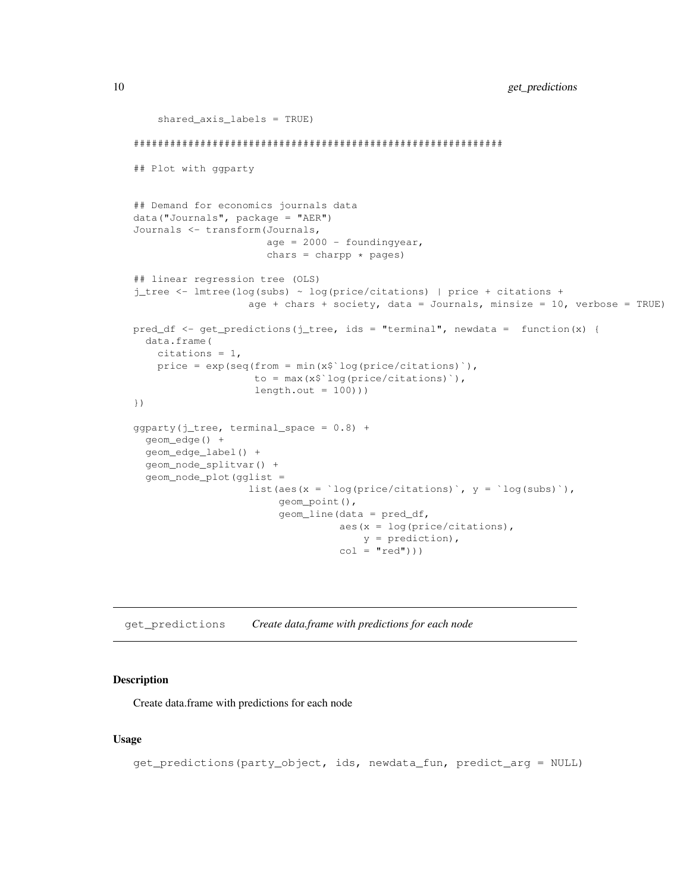```
    shared_axis_labels = TRUE)

###########################################################

## Plot with ggparty


## Demand for economics journals data
data("Journals", package = "AER")
Journals <- transform(Journals,
                      age = 2000 - foundingyear,
                      chars = charpp * pages)

## linear regression tree (OLS)
j_tree <- lmtree(log(subs) ~ log(price/citations) | price + citations +
                   age + chars + society, data = Journals, minsize = 10, verbose = TRUE)

pred_df <- get_predictions(j_tree, ids = "terminal", newdata =  function(x) {
  data.frame(
    citations = 1,
    price = exp(seq(from = min(x$`log(price/citations)`),
                    to = max(x$`log(price/citations)`),
                    length.out = 100)))
})

ggparty(j_tree, terminal_space = 0.8) +
  geom_edge() +
  geom_edge_label() +
  geom_node_splitvar() +
  geom_node_plot(gglist =
                   list(aes(x = `log(price/citations)`, y = `log(subs)`),
                        geom_point(),
                        geom_line(data = pred_df,
                                  aes(x = log(price/citations),
                                      y = prediction),
                                  col = "red")))
```

---

`get_predictions` *Create data.frame with predictions for each node*

---

### Description

Create data.frame with predictions for each node

### Usage

```
get_predictions(party_object, ids, newdata_fun, predict_arg = NULL)
```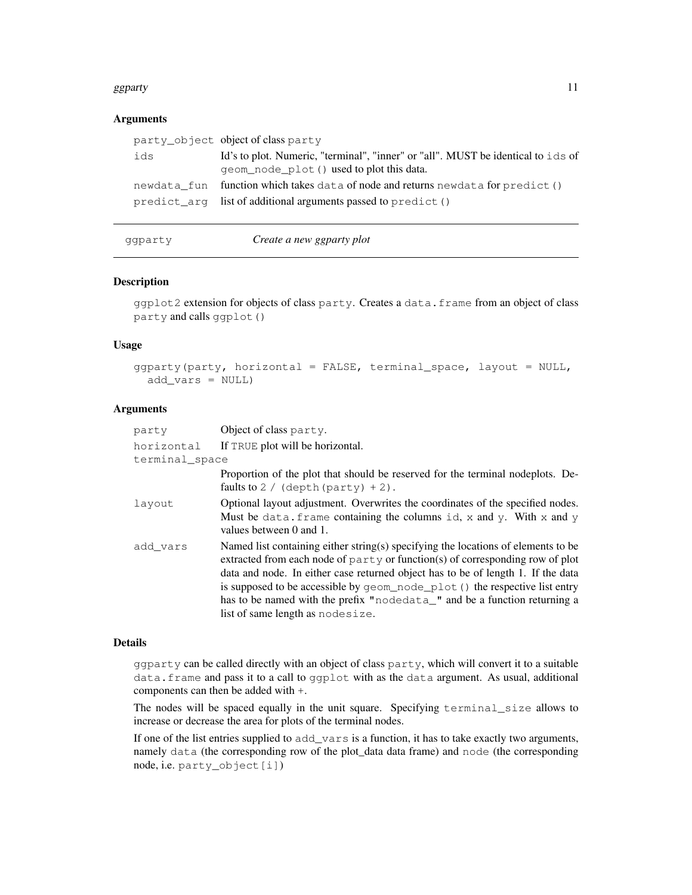### Arguments

| | |
|---|---|
| `party_object` | object of class `party` |
| `ids` | Id's to plot. Numeric, "terminal", "inner" or "all". MUST be identical to `ids` of `geom_node_plot()` used to plot this data. |
| `newdata_fun` | function which takes `data` of node and returns `newdata` for `predict()` |
| `predict_arg` | list of additional arguments passed to `predict()` |

---

## ggparty — *Create a new ggparty plot*

---

### Description

`ggplot2` extension for objects of class `party`. Creates a `data.frame` from an object of class `party` and calls `ggplot()`

### Usage

```
ggparty(party, horizontal = FALSE, terminal_space, layout = NULL,
  add_vars = NULL)
```

### Arguments

| | |
|---|---|
| `party` | Object of class `party`. |
| `horizontal` | If `TRUE` plot will be horizontal. |
| `terminal_space` | Proportion of the plot that should be reserved for the terminal nodeplots. Defaults to `2 / (depth(party) + 2)`. |
| `layout` | Optional layout adjustment. Overwrites the coordinates of the specified nodes. Must be `data.frame` containing the columns `id`, `x` and `y`. With `x` and `y` values between 0 and 1. |
| `add_vars` | Named list containing either string(s) specifying the locations of elements to be extracted from each node of `party` or function(s) of corresponding row of plot data and node. In either case returned object has to be of length 1. If the data is supposed to be accessible by `geom_node_plot()` the respective list entry has to be named with the prefix `"nodedata_"` and be a function returning a list of same length as `nodesize`. |

### Details

`ggparty` can be called directly with an object of class `party`, which will convert it to a suitable `data.frame` and pass it to a call to `ggplot` with as the `data` argument. As usual, additional components can then be added with `+`.

The nodes will be spaced equally in the unit square. Specifying `terminal_size` allows to increase or decrease the area for plots of the terminal nodes.

If one of the list entries supplied to `add_vars` is a function, it has to take exactly two arguments, namely `data` (the corresponding row of the plot_data data frame) and `node` (the corresponding node, i.e. `party_object[i]`)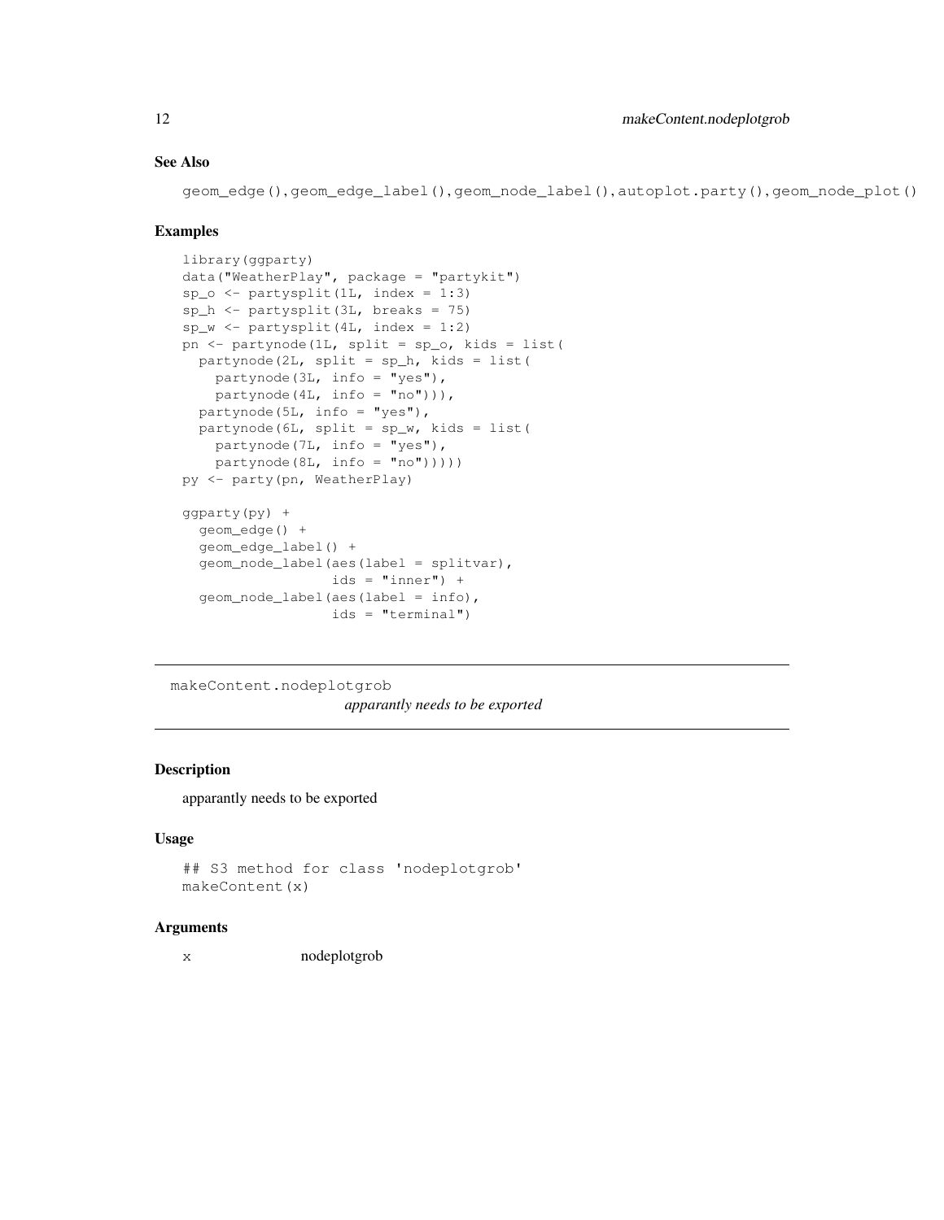### See Also

`geom_edge()`, `geom_edge_label()`, `geom_node_label()`, `autoplot.party()`, `geom_node_plot()`

### Examples

```
library(ggparty)
data("WeatherPlay", package = "partykit")
sp_o <- partysplit(1L, index = 1:3)
sp_h <- partysplit(3L, breaks = 75)
sp_w <- partysplit(4L, index = 1:2)
pn <- partynode(1L, split = sp_o, kids = list(
  partynode(2L, split = sp_h, kids = list(
    partynode(3L, info = "yes"),
    partynode(4L, info = "no"))),
  partynode(5L, info = "yes"),
  partynode(6L, split = sp_w, kids = list(
    partynode(7L, info = "yes"),
    partynode(8L, info = "no")))))
py <- party(pn, WeatherPlay)

ggparty(py) +
  geom_edge() +
  geom_edge_label() +
  geom_node_label(aes(label = splitvar),
                  ids = "inner") +
  geom_node_label(aes(label = info),
                  ids = "terminal")
```

---

## `makeContent.nodeplotgrob` — *apparantly needs to be exported*

### Description

apparantly needs to be exported

### Usage

```
## S3 method for class 'nodeplotgrob'
makeContent(x)
```

### Arguments

| | |
|---|---|
| `x` | nodeplotgrob |